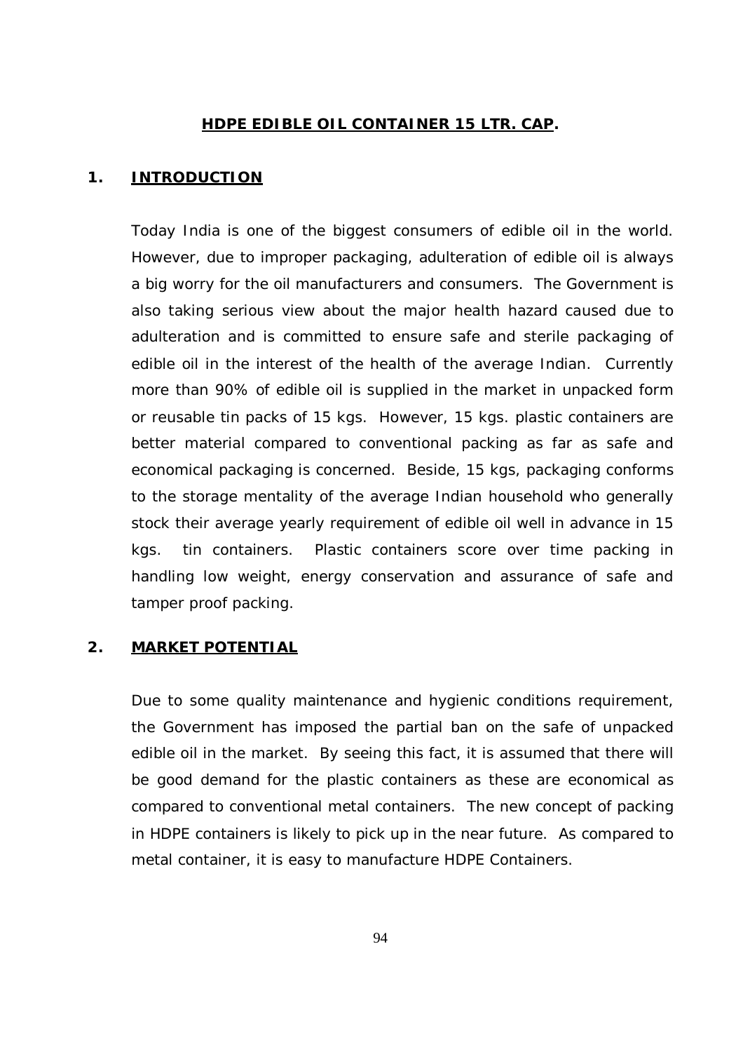# HDPE EDIBLE OIL CONTAINER 15 LTR. CAP.

## 1. INTRODUCTION

Today India is one of the biggest consumers of edible oil in the world. However, due to improper packaging, adulteration of edible oil is always a big worry for the oil manufacturers and consumers. The Government is also taking serious view about the major health hazard caused due to adulteration and is committed to ensure safe and sterile packaging of edible oil in the interest of the health of the average Indian. Currently more than 90% of edible oil is supplied in the market in unpacked form or reusable tin packs of 15 kgs. However, 15 kgs. plastic containers are better material compared to conventional packing as far as safe and economical packaging is concerned. Beside, 15 kgs, packaging conforms to the storage mentality of the average Indian household who generally stock their average yearly requirement of edible oil well in advance in 15 kgs. tin containers. Plastic containers score over time packing in handling low weight, energy conservation and assurance of safe and tamper proof packing.

## 2. MARKET POTENTIAL

Due to some quality maintenance and hygienic conditions requirement, the Government has imposed the partial ban on the safe of unpacked edible oil in the market. By seeing this fact, it is assumed that there will be good demand for the plastic containers as these are economical as compared to conventional metal containers. The new concept of packing in HDPE containers is likely to pick up in the near future. As compared to metal container, it is easy to manufacture HDPE Containers.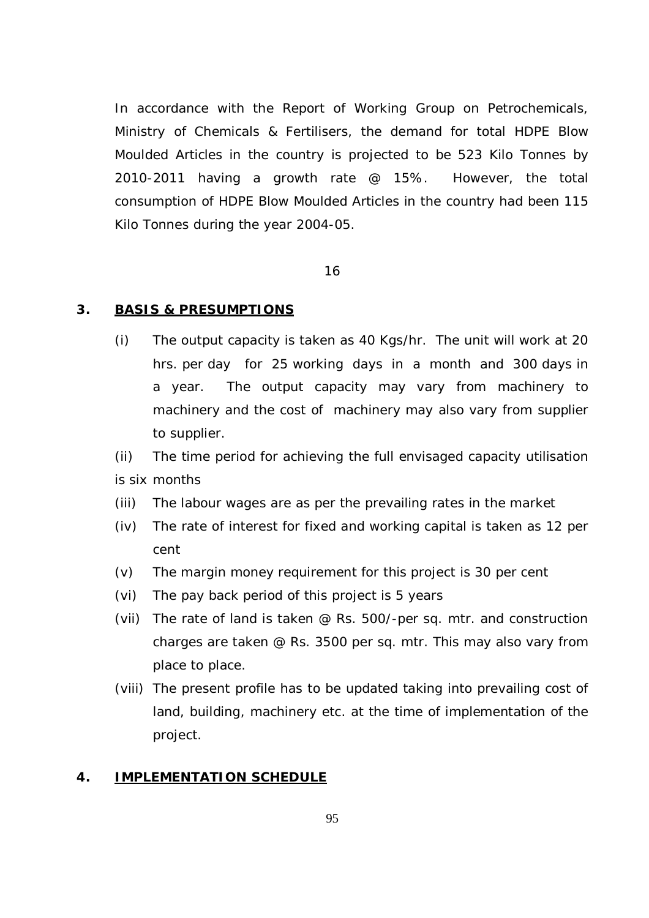In accordance with the Report of Working Group on Petrochemicals, Ministry of Chemicals & Fertilisers, the demand for total HDPE Blow Moulded Articles in the country is projected to be 523 Kilo Tonnes by 2010-2011 having a growth rate @ 15%. However, the total consumption of HDPE Blow Moulded Articles in the country had been 115 Kilo Tonnes during the year 2004-05.

## 3. BASIS & PRESUMPTIONS

(i) The output capacity is taken as 40 Kgs/hr. The unit will work at 20 hrs. per day for 25 working days in a month and 300 days in a year. The output capacity may vary from machinery to machinery and the cost of machinery may also vary from supplier to supplier.

(ii) The time period for achieving the full envisaged capacity utilisation is six months

(iii) The labour wages are as per the prevailing rates in the market

(iv) The rate of interest for fixed and working capital is taken as 12 per cent

(v) The margin money requirement for this project is 30 per cent

(vi) The pay back period of this project is 5 years

(vii) The rate of land is taken @ Rs. 500/-per sq. mtr. and construction charges are taken @ Rs. 3500 per sq. mtr. This may also vary from place to place.

(viii) The present profile has to be updated taking into prevailing cost of land, building, machinery etc. at the time of implementation of the project.

## 4. IMPLEMENTATION SCHEDULE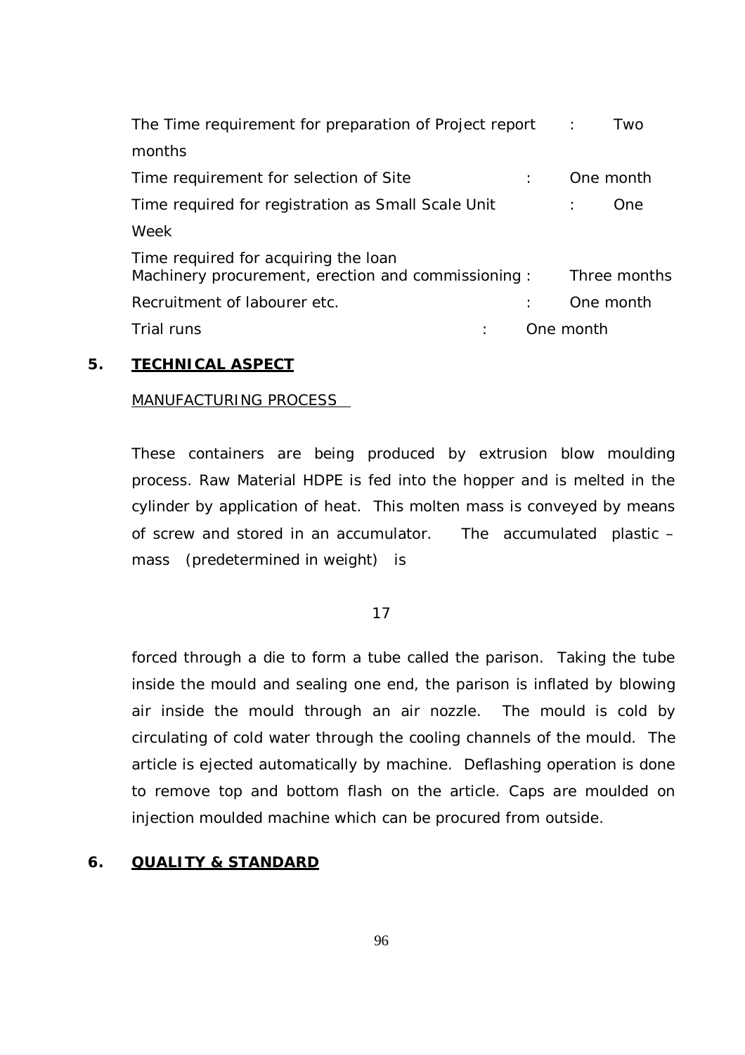The Time requirement for preparation of Project report : Two months

Time requirement for selection of Site : One month

Time required for registration as Small Scale Unit : One Week

Time required for acquiring the loan
Machinery procurement, erection and commissioning : Three months

Recruitment of labourer etc. : One month

Trial runs : One month

## 5. TECHNICAL ASPECT

MANUFACTURING PROCESS

These containers are being produced by extrusion blow moulding process. Raw Material HDPE is fed into the hopper and is melted in the cylinder by application of heat. This molten mass is conveyed by means of screw and stored in an accumulator. The accumulated plastic – mass (predetermined in weight) is forced through a die to form a tube called the parison. Taking the tube inside the mould and sealing one end, the parison is inflated by blowing air inside the mould through an air nozzle. The mould is cold by circulating of cold water through the cooling channels of the mould. The article is ejected automatically by machine. Deflashing operation is done to remove top and bottom flash on the article. Caps are moulded on injection moulded machine which can be procured from outside.

## 6. QUALITY & STANDARD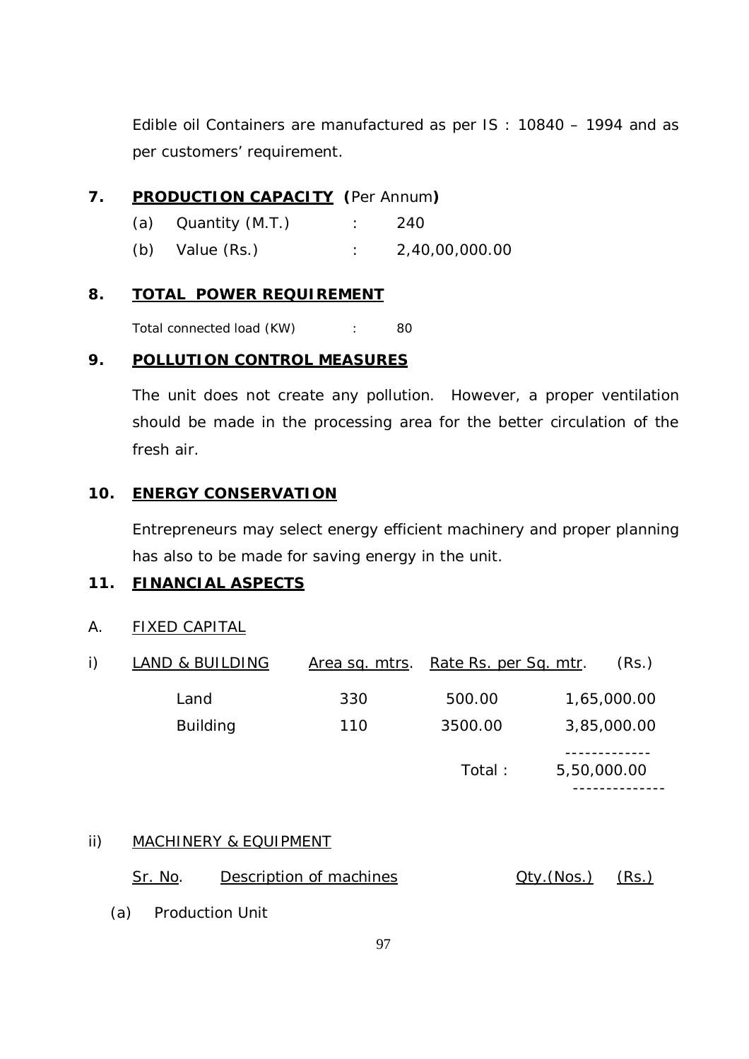Edible oil Containers are manufactured as per IS : 10840 – 1994 and as per customers' requirement.

## 7. PRODUCTION CAPACITY (Per Annum)

(a) Quantity (M.T.) : 240

(b) Value (Rs.) : 2,40,00,000.00

## 8. TOTAL POWER REQUIREMENT

Total connected load (KW) : 80

## 9. POLLUTION CONTROL MEASURES

The unit does not create any pollution. However, a proper ventilation should be made in the processing area for the better circulation of the fresh air.

## 10. ENERGY CONSERVATION

Entrepreneurs may select energy efficient machinery and proper planning has also to be made for saving energy in the unit.

## 11. FINANCIAL ASPECTS

A. FIXED CAPITAL

i) LAND & BUILDING

| LAND & BUILDING | Area sq. mtrs. | Rate Rs. per Sq. mtr. | (Rs.) |
|---|---|---|---|
| Land | 330 | 500.00 | 1,65,000.00 |
| Building | 110 | 3500.00 | 3,85,000.00 |
| | | Total : | 5,50,000.00 |

ii) MACHINERY & EQUIPMENT

| Sr. No. | Description of machines | Qty.(Nos.) | (Rs.) |
|---|---|---|---|

(a) Production Unit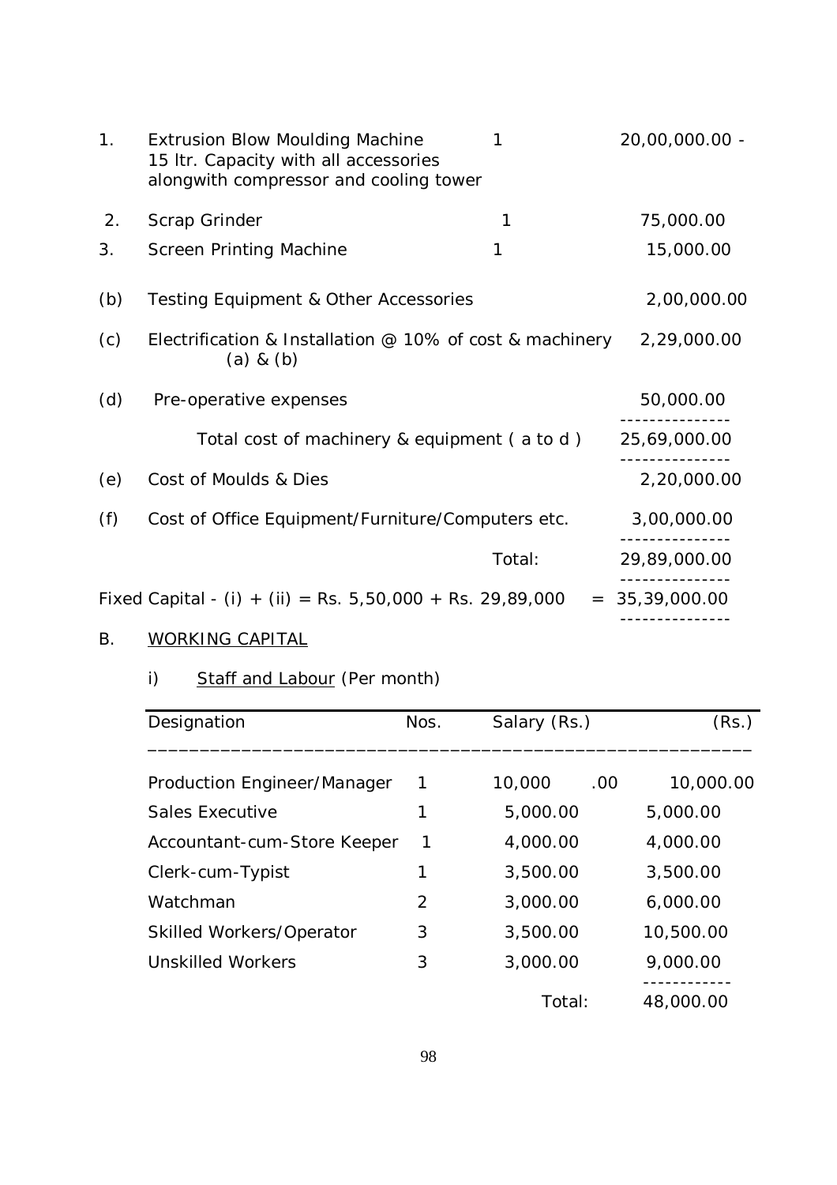| | | | |
|---|---|---|---|
| 1. | Extrusion Blow Moulding Machine 15 ltr. Capacity with all accessories alongwith compressor and cooling tower | 1 | 20,00,000.00 - |
| 2. | Scrap Grinder | 1 | 75,000.00 |
| 3. | Screen Printing Machine | 1 | 15,000.00 |
| (b) | Testing Equipment & Other Accessories | | 2,00,000.00 |
| (c) | Electrification & Installation @ 10% of cost & machinery (a) & (b) | | 2,29,000.00 |
| (d) | Pre-operative expenses | | 50,000.00 |
| | Total cost of machinery & equipment ( a to d ) | | 25,69,000.00 |
| (e) | Cost of Moulds & Dies | | 2,20,000.00 |
| (f) | Cost of Office Equipment/Furniture/Computers etc. | | 3,00,000.00 |
| | | Total: | 29,89,000.00 |

Fixed Capital - (i) + (ii) = Rs. 5,50,000 + Rs. 29,89,000 = 35,39,000.00

B. WORKING CAPITAL

i) Staff and Labour (Per month)

| Designation | Nos. | Salary (Rs.) | (Rs.) |
|---|---|---|---|
| Production Engineer/Manager | 1 | 10,000.00 | 10,000.00 |
| Sales Executive | 1 | 5,000.00 | 5,000.00 |
| Accountant-cum-Store Keeper | 1 | 4,000.00 | 4,000.00 |
| Clerk-cum-Typist | 1 | 3,500.00 | 3,500.00 |
| Watchman | 2 | 3,000.00 | 6,000.00 |
| Skilled Workers/Operator | 3 | 3,500.00 | 10,500.00 |
| Unskilled Workers | 3 | 3,000.00 | 9,000.00 |
| | | Total: | 48,000.00 |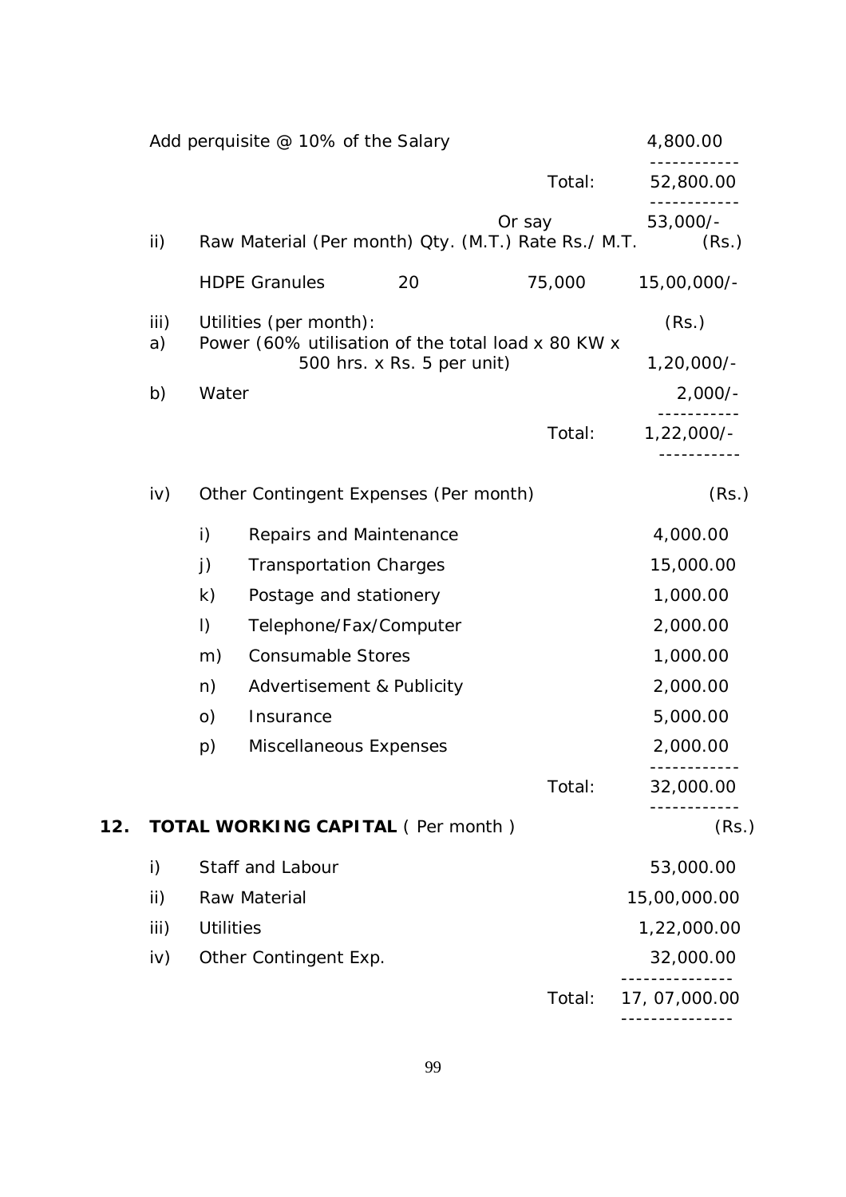| | | |
|---|---|---|
| Add perquisite @ 10% of the Salary | | 4,800.00 |
| | Total: | 52,800.00 |
| | Or say | 53,000/- |

ii) Raw Material (Per month)

| | Qty. (M.T.) | Rate Rs./ M.T. | (Rs.) |
|---|---|---|---|
| HDPE Granules | 20 | 75,000 | 15,00,000/- |

iii) Utilities (per month):

| | | (Rs.) |
|---|---|---|
| a) | Power (60% utilisation of the total load x 80 KW x 500 hrs. x Rs. 5 per unit) | 1,20,000/- |
| b) | Water | 2,000/- |
| | Total: | 1,22,000/- |

iv) Other Contingent Expenses (Per month)

| | | (Rs.) |
|---|---|---|
| i) | Repairs and Maintenance | 4,000.00 |
| j) | Transportation Charges | 15,000.00 |
| k) | Postage and stationery | 1,000.00 |
| l) | Telephone/Fax/Computer | 2,000.00 |
| m) | Consumable Stores | 1,000.00 |
| n) | Advertisement & Publicity | 2,000.00 |
| o) | Insurance | 5,000.00 |
| p) | Miscellaneous Expenses | 2,000.00 |
| | Total: | 32,000.00 |

## 12. TOTAL WORKING CAPITAL ( Per month )

| | | (Rs.) |
|---|---|---|
| i) | Staff and Labour | 53,000.00 |
| ii) | Raw Material | 15,00,000.00 |
| iii) | Utilities | 1,22,000.00 |
| iv) | Other Contingent Exp. | 32,000.00 |
| | Total: | 17, 07,000.00 |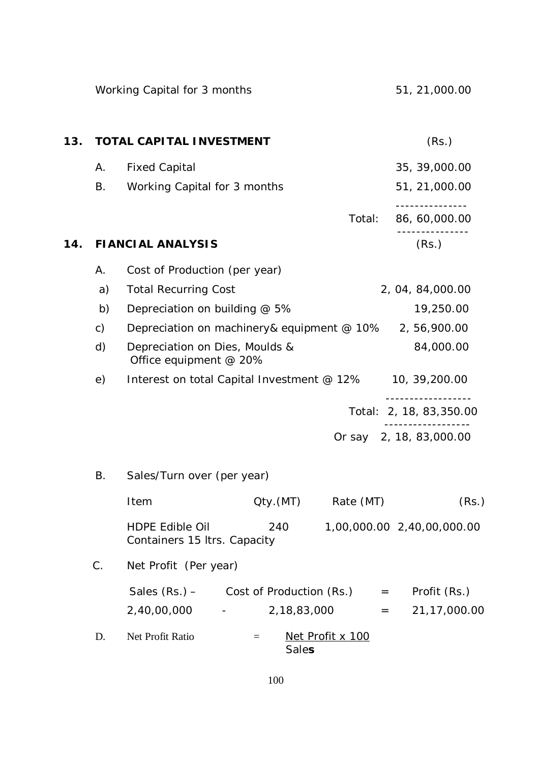Working Capital for 3 months 51, 21,000.00

## 13. TOTAL CAPITAL INVESTMENT

| | | (Rs.) |
|---|---|---|
| A. | Fixed Capital | 35, 39,000.00 |
| B. | Working Capital for 3 months | 51, 21,000.00 |
| | Total: | 86, 60,000.00 |

## 14. FIANCIAL ANALYSIS

(Rs.)

A. Cost of Production (per year)

| | | |
|---|---|---|
| a) | Total Recurring Cost | 2, 04, 84,000.00 |
| b) | Depreciation on building @ 5% | 19,250.00 |
| c) | Depreciation on machinery& equipment @ 10% | 2, 56,900.00 |
| d) | Depreciation on Dies, Moulds & Office equipment @ 20% | 84,000.00 |
| e) | Interest on total Capital Investment @ 12% | 10, 39,200.00 |
| | Total: | 2, 18, 83,350.00 |
| | Or say | 2, 18, 83,000.00 |

B. Sales/Turn over (per year)

| Item | Qty.(MT) | Rate (MT) | (Rs.) |
|---|---|---|---|
| HDPE Edible Oil Containers 15 ltrs. Capacity | 240 | 1,00,000.00 | 2,40,00,000.00 |

C. Net Profit (Per year)

| Sales (Rs.) – | Cost of Production (Rs.) | = | Profit (Rs.) |
|---|---|---|---|
| 2,40,00,000 - | 2,18,83,000 | = | 21,17,000.00 |

D. Net Profit Ratio = $\frac{\text{Net Profit} \times 100}{\text{Sales}}$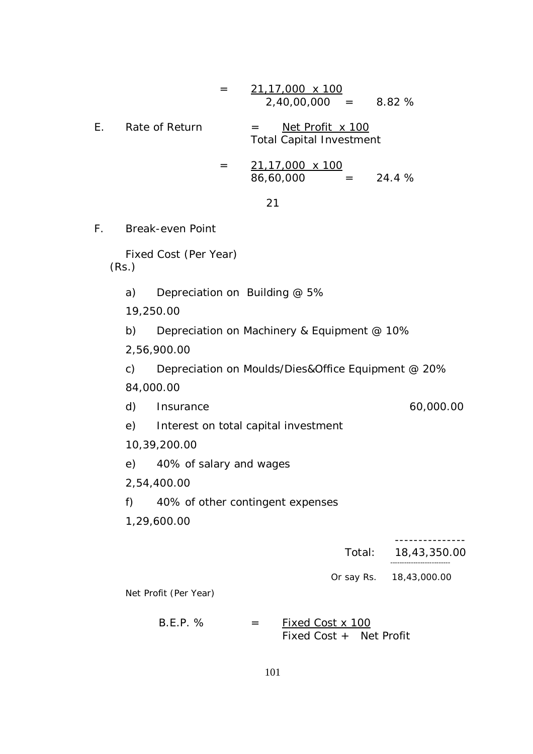$$= \frac{21,17,000 \times 100}{2,40,00,000} = 8.82\ \%$$

E. Rate of Return

$$= \frac{\text{Net Profit} \times 100}{\text{Total Capital Investment}}$$

$$= \frac{21,17,000 \times 100}{86,60,000} = 24.4\ \%$$

21

F. Break-even Point

Fixed Cost (Per Year)
(Rs.)

| | | (Rs.) |
|---|---|---|
| a) | Depreciation on Building @ 5% | 19,250.00 |
| b) | Depreciation on Machinery & Equipment @ 10% | 2,56,900.00 |
| c) | Depreciation on Moulds/Dies&Office Equipment @ 20% | 84,000.00 |
| d) | Insurance | 60,000.00 |
| e) | Interest on total capital investment | 10,39,200.00 |
| e) | 40% of salary and wages | 2,54,400.00 |
| f) | 40% of other contingent expenses | 1,29,600.00 |
| | Total: | 18,43,350.00 |
| | Or say Rs. | 18,43,000.00 |

Net Profit (Per Year)

$$\text{B.E.P. }\% = \frac{\text{Fixed Cost} \times 100}{\text{Fixed Cost} + \text{Net Profit}}$$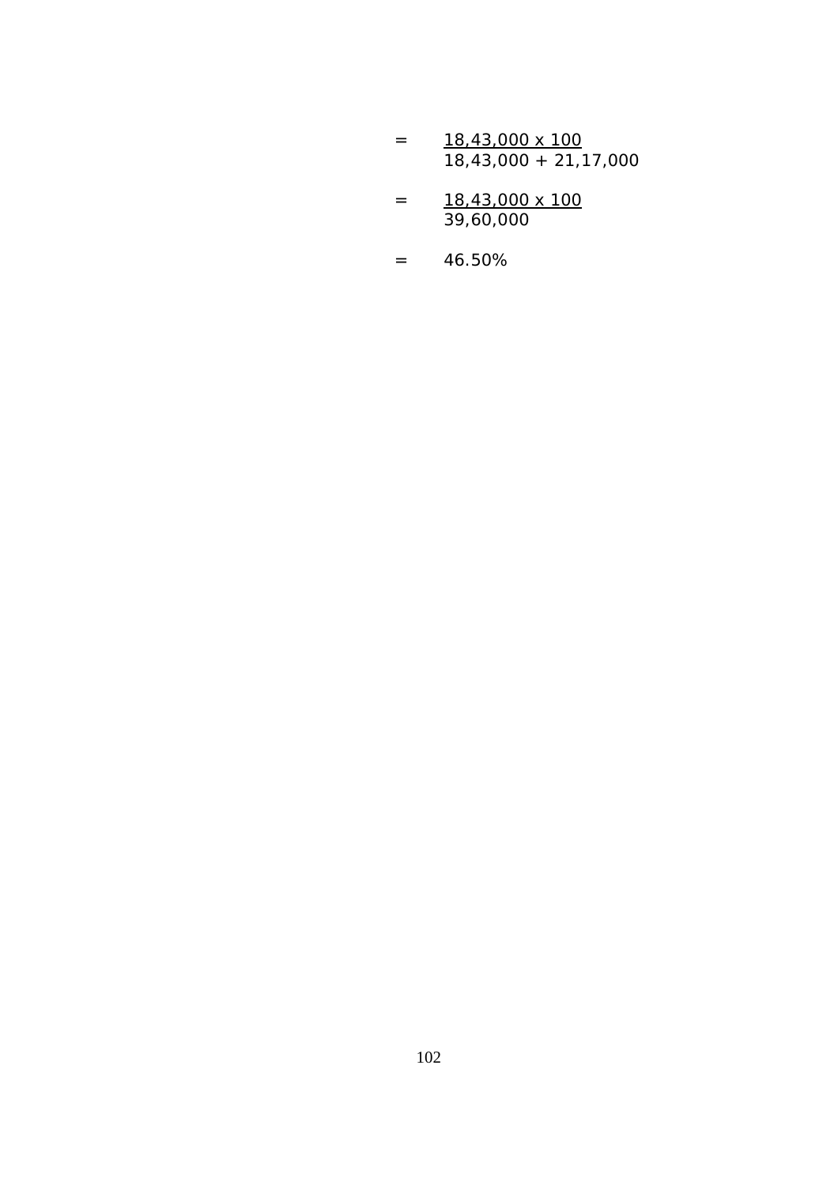$$= \frac{18{,}43{,}000 \times 100}{18{,}43{,}000 + 21{,}17{,}000}$$

$$= \frac{18{,}43{,}000 \times 100}{39{,}60{,}000}$$

$$= 46.50\%$$